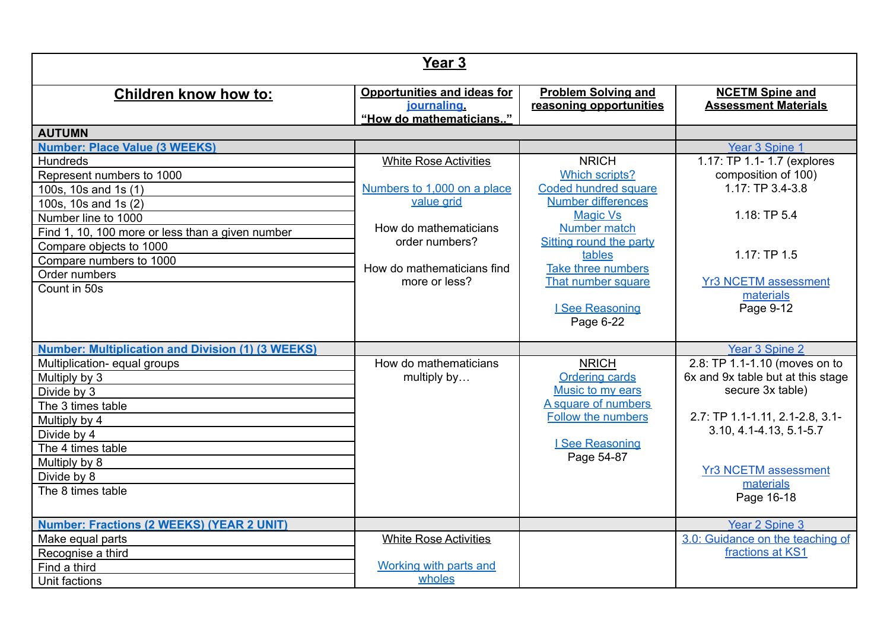# Year 3

| Children know how to: | Opportunities and ideas for journaling. "How do mathematicians.." | Problem Solving and reasoning opportunities | NCETM Spine and Assessment Materials |
|---|---|---|---|
| **AUTUMN** | | | |
| **Number: Place Value (3 WEEKS)** | | | Year 3 Spine 1 |
| Hundreds<br>Represent numbers to 1000<br>100s, 10s and 1s (1)<br>100s, 10s and 1s (2)<br>Number line to 1000<br>Find 1, 10, 100 more or less than a given number<br>Compare objects to 1000<br>Compare numbers to 1000<br>Order numbers<br>Count in 50s | White Rose Activities<br><br>Numbers to 1,000 on a place value grid<br><br>How do mathematicians order numbers?<br><br>How do mathematicians find more or less? | NRICH<br>Which scripts?<br>Coded hundred square<br>Number differences<br>Magic Vs<br>Number match<br>Sitting round the party tables<br>Take three numbers<br>That number square<br><br>I See Reasoning<br>Page 6-22 | 1.17: TP 1.1- 1.7 (explores composition of 100)<br>1.17: TP 3.4-3.8<br><br>1.18: TP 5.4<br><br>1.17: TP 1.5<br><br>Yr3 NCETM assessment materials<br>Page 9-12 |
| **Number: Multiplication and Division (1) (3 WEEKS)** | | | Year 3 Spine 2 |
| Multiplication- equal groups<br>Multiply by 3<br>Divide by 3<br>The 3 times table<br>Multiply by 4<br>Divide by 4<br>The 4 times table<br>Multiply by 8<br>Divide by 8<br>The 8 times table | How do mathematicians multiply by… | NRICH<br>Ordering cards<br>Music to my ears<br>A square of numbers<br>Follow the numbers<br><br>I See Reasoning<br>Page 54-87 | 2.8: TP 1.1-1.10 (moves on to 6x and 9x table but at this stage secure 3x table)<br><br>2.7: TP 1.1-1.11, 2.1-2.8, 3.1-3.10, 4.1-4.13, 5.1-5.7<br><br>Yr3 NCETM assessment materials<br>Page 16-18 |
| **Number: Fractions (2 WEEKS) (YEAR 2 UNIT)** | | | Year 2 Spine 3 |
| Make equal parts<br>Recognise a third<br>Find a third<br>Unit factions | White Rose Activities<br><br>Working with parts and wholes | | 3.0: Guidance on the teaching of fractions at KS1 |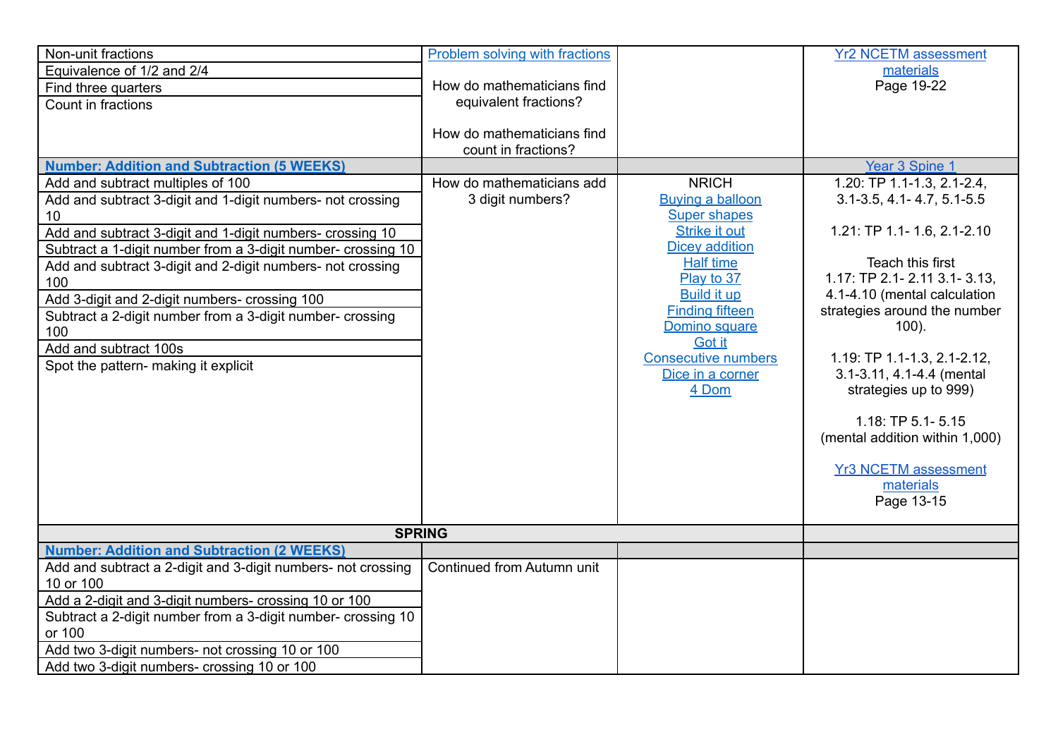| | | | |
|---|---|---|---|
| Non-unit fractions<br>Equivalence of 1/2 and 2/4<br>Find three quarters<br>Count in fractions | Problem solving with fractions<br><br>How do mathematicians find equivalent fractions?<br><br>How do mathematicians find count in fractions? | | Yr2 NCETM assessment materials<br>Page 19-22 |
| **Number: Addition and Subtraction (5 WEEKS)** | | | Year 3 Spine 1 |
| Add and subtract multiples of 100<br>Add and subtract 3-digit and 1-digit numbers- not crossing 10<br>Add and subtract 3-digit and 1-digit numbers- crossing 10<br>Subtract a 1-digit number from a 3-digit number- crossing 10<br>Add and subtract 3-digit and 2-digit numbers- not crossing 100<br>Add 3-digit and 2-digit numbers- crossing 100<br>Subtract a 2-digit number from a 3-digit number- crossing 100<br>Add and subtract 100s<br>Spot the pattern- making it explicit | How do mathematicians add 3 digit numbers? | NRICH<br>Buying a balloon<br>Super shapes<br>Strike it out<br>Dicey addition<br>Half time<br>Play to 37<br>Build it up<br>Finding fifteen<br>Domino square<br>Got it<br>Consecutive numbers<br>Dice in a corner<br>4 Dom | 1.20: TP 1.1-1.3, 2.1-2.4, 3.1-3.5, 4.1- 4.7, 5.1-5.5<br><br>1.21: TP 1.1- 1.6, 2.1-2.10<br><br>Teach this first<br>1.17: TP 2.1- 2.11 3.1- 3.13, 4.1-4.10 (mental calculation strategies around the number 100).<br><br>1.19: TP 1.1-1.3, 2.1-2.12, 3.1-3.11, 4.1-4.4 (mental strategies up to 999)<br><br>1.18: TP 5.1- 5.15 (mental addition within 1,000)<br><br>Yr3 NCETM assessment materials<br>Page 13-15 |
| **SPRING** | | | |
| **Number: Addition and Subtraction (2 WEEKS)** | | | |
| Add and subtract a 2-digit and 3-digit numbers- not crossing 10 or 100<br>Add a 2-digit and 3-digit numbers- crossing 10 or 100<br>Subtract a 2-digit number from a 3-digit number- crossing 10 or 100<br>Add two 3-digit numbers- not crossing 10 or 100<br>Add two 3-digit numbers- crossing 10 or 100 | Continued from Autumn unit | | |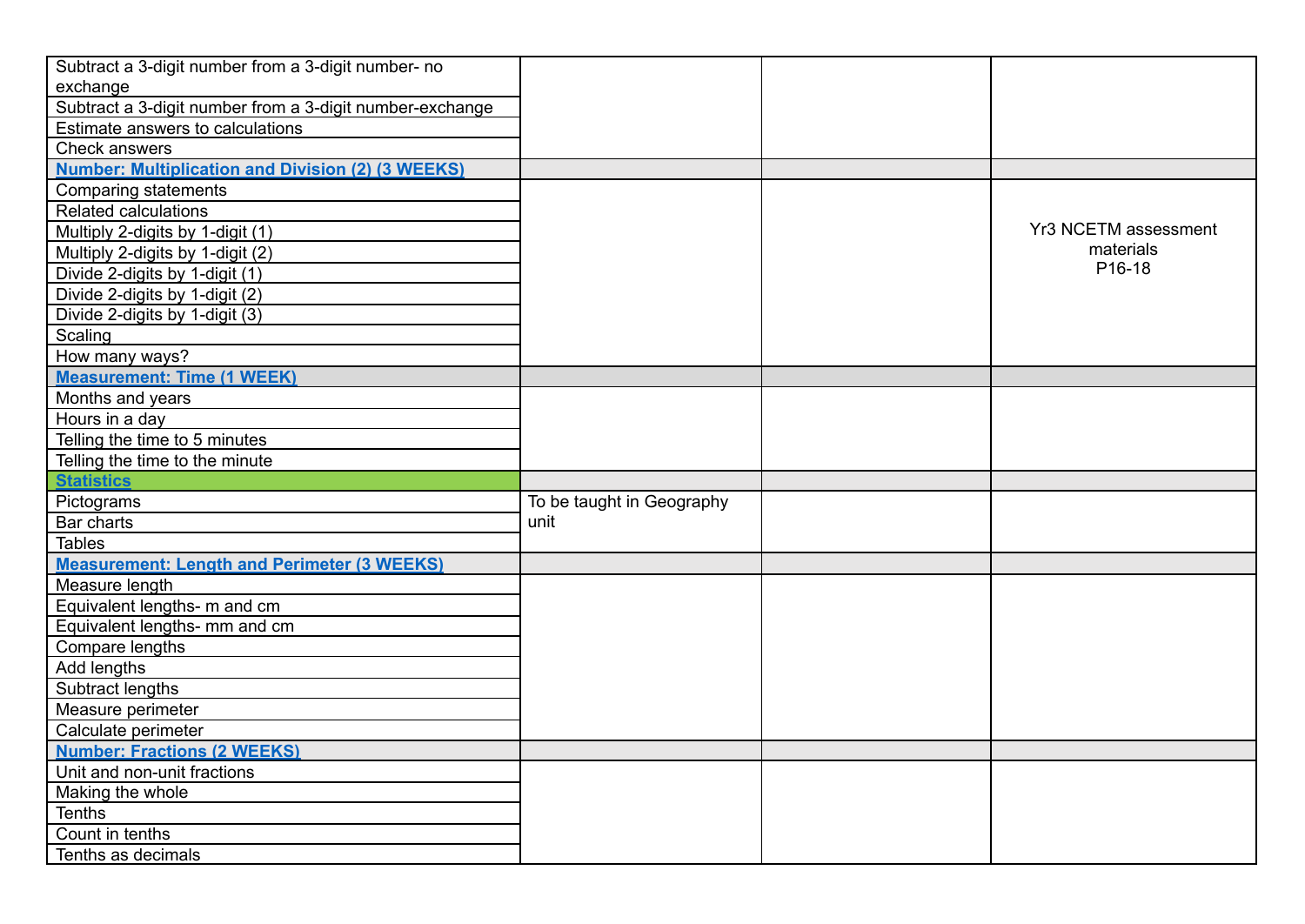| | | | |
|---|---|---|---|
| Subtract a 3-digit number from a 3-digit number- no exchange | | | |
| Subtract a 3-digit number from a 3-digit number-exchange | | | |
| Estimate answers to calculations | | | |
| Check answers | | | |
| **Number: Multiplication and Division (2) (3 WEEKS)** | | | |
| Comparing statements | | | Yr3 NCETM assessment materials P16-18 |
| Related calculations | | | |
| Multiply 2-digits by 1-digit (1) | | | |
| Multiply 2-digits by 1-digit (2) | | | |
| Divide 2-digits by 1-digit (1) | | | |
| Divide 2-digits by 1-digit (2) | | | |
| Divide 2-digits by 1-digit (3) | | | |
| Scaling | | | |
| How many ways? | | | |
| **Measurement: Time (1 WEEK)** | | | |
| Months and years | | | |
| Hours in a day | | | |
| Telling the time to 5 minutes | | | |
| Telling the time to the minute | | | |
| **Statistics** | | | |
| Pictograms | To be taught in Geography unit | | |
| Bar charts | | | |
| Tables | | | |
| **Measurement: Length and Perimeter (3 WEEKS)** | | | |
| Measure length | | | |
| Equivalent lengths- m and cm | | | |
| Equivalent lengths- mm and cm | | | |
| Compare lengths | | | |
| Add lengths | | | |
| Subtract lengths | | | |
| Measure perimeter | | | |
| Calculate perimeter | | | |
| **Number: Fractions (2 WEEKS)** | | | |
| Unit and non-unit fractions | | | |
| Making the whole | | | |
| Tenths | | | |
| Count in tenths | | | |
| Tenths as decimals | | | |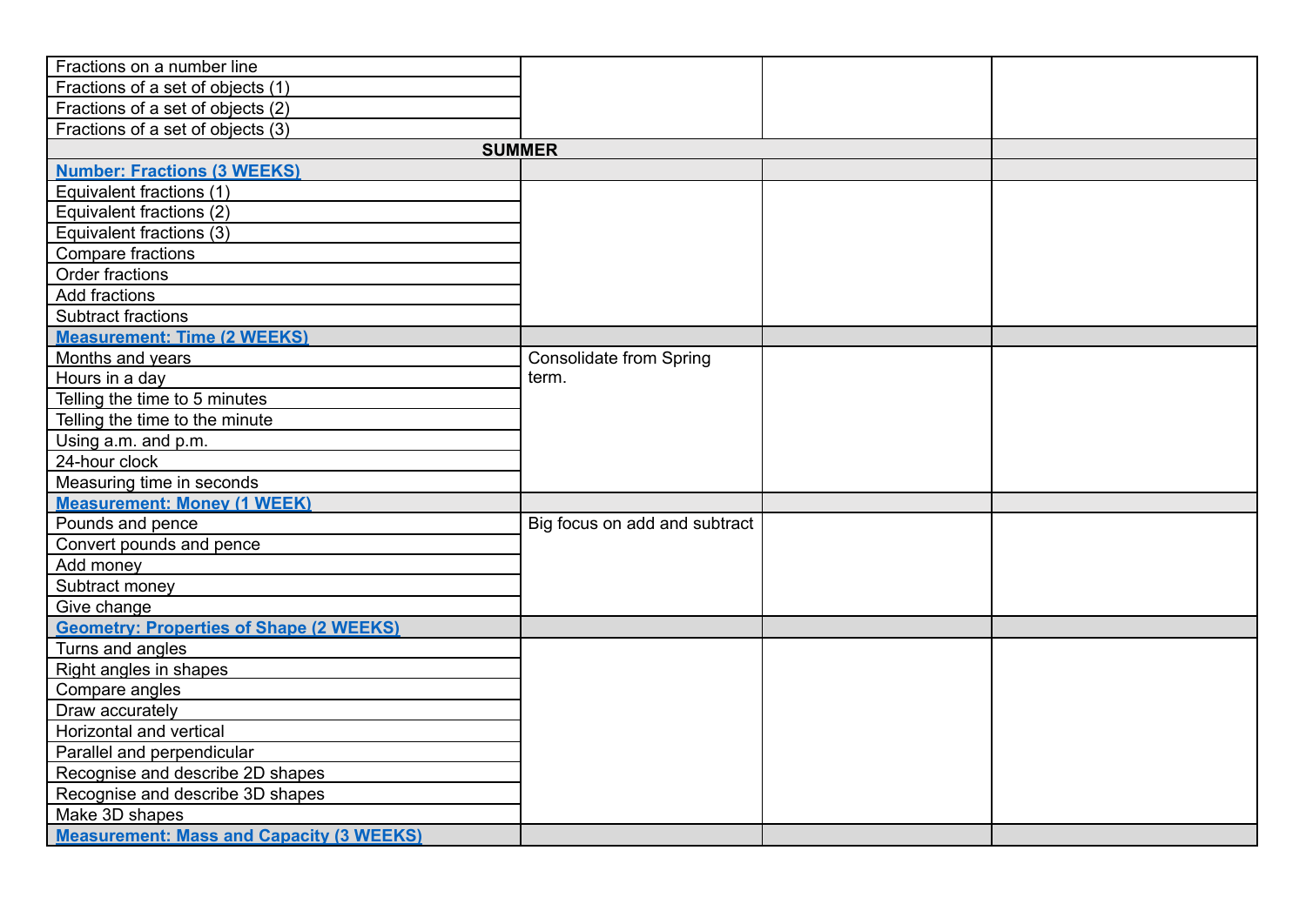| | | | |
|---|---|---|---|
| Fractions on a number line | | | |
| Fractions of a set of objects (1) | | | |
| Fractions of a set of objects (2) | | | |
| Fractions of a set of objects (3) | | | |
| **SUMMER** | | | |
| **Number: Fractions (3 WEEKS)** | | | |
| Equivalent fractions (1) | | | |
| Equivalent fractions (2) | | | |
| Equivalent fractions (3) | | | |
| Compare fractions | | | |
| Order fractions | | | |
| Add fractions | | | |
| Subtract fractions | | | |
| **Measurement: Time (2 WEEKS)** | | | |
| Months and years | Consolidate from Spring term. | | |
| Hours in a day | | | |
| Telling the time to 5 minutes | | | |
| Telling the time to the minute | | | |
| Using a.m. and p.m. | | | |
| 24-hour clock | | | |
| Measuring time in seconds | | | |
| **Measurement: Money (1 WEEK)** | | | |
| Pounds and pence | Big focus on add and subtract | | |
| Convert pounds and pence | | | |
| Add money | | | |
| Subtract money | | | |
| Give change | | | |
| **Geometry: Properties of Shape (2 WEEKS)** | | | |
| Turns and angles | | | |
| Right angles in shapes | | | |
| Compare angles | | | |
| Draw accurately | | | |
| Horizontal and vertical | | | |
| Parallel and perpendicular | | | |
| Recognise and describe 2D shapes | | | |
| Recognise and describe 3D shapes | | | |
| Make 3D shapes | | | |
| **Measurement: Mass and Capacity (3 WEEKS)** | | | |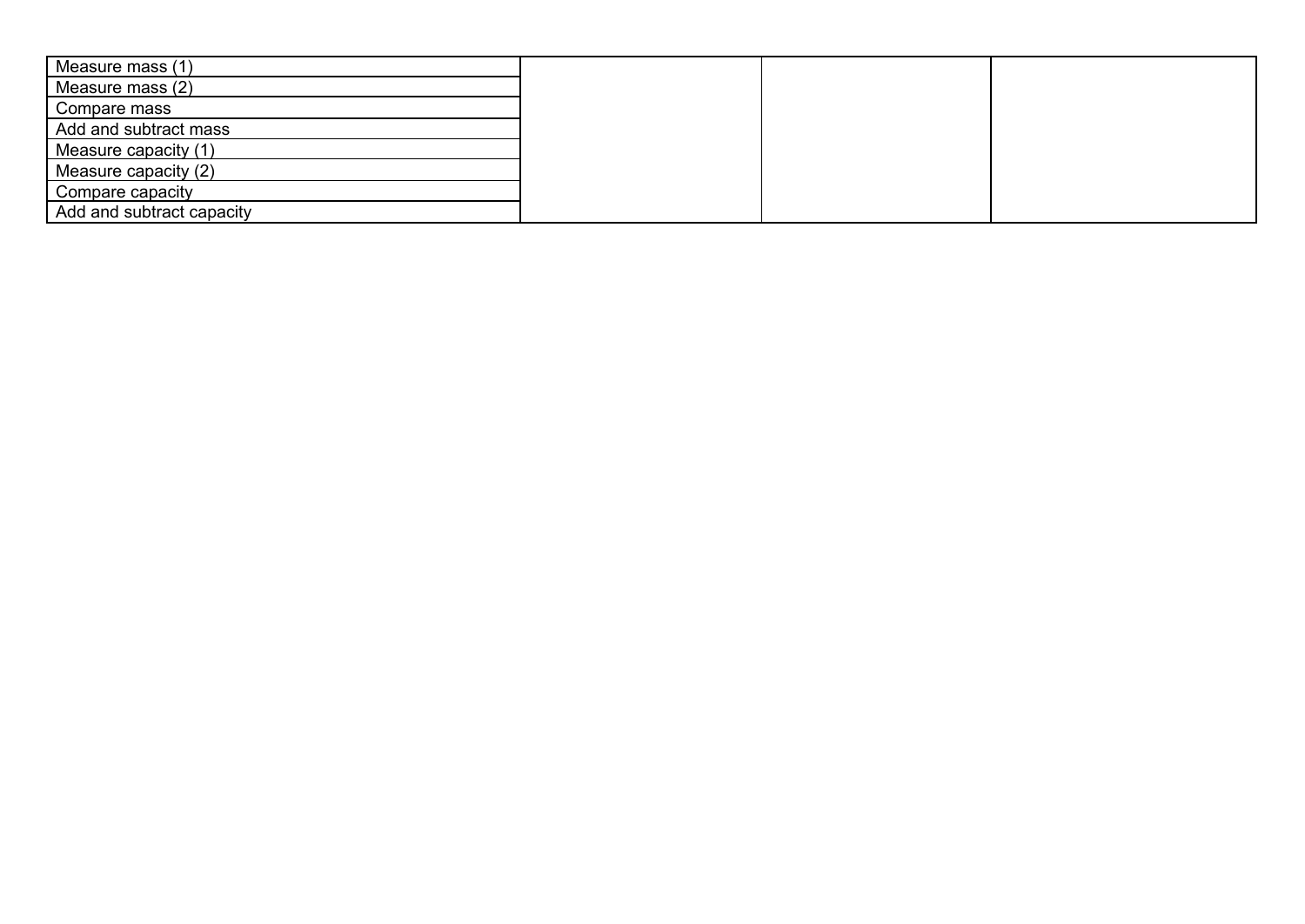| | | | |
|---|---|---|---|
| Measure mass (1) | | | |
| Measure mass (2) | | | |
| Compare mass | | | |
| Add and subtract mass | | | |
| Measure capacity (1) | | | |
| Measure capacity (2) | | | |
| Compare capacity | | | |
| Add and subtract capacity | | | |